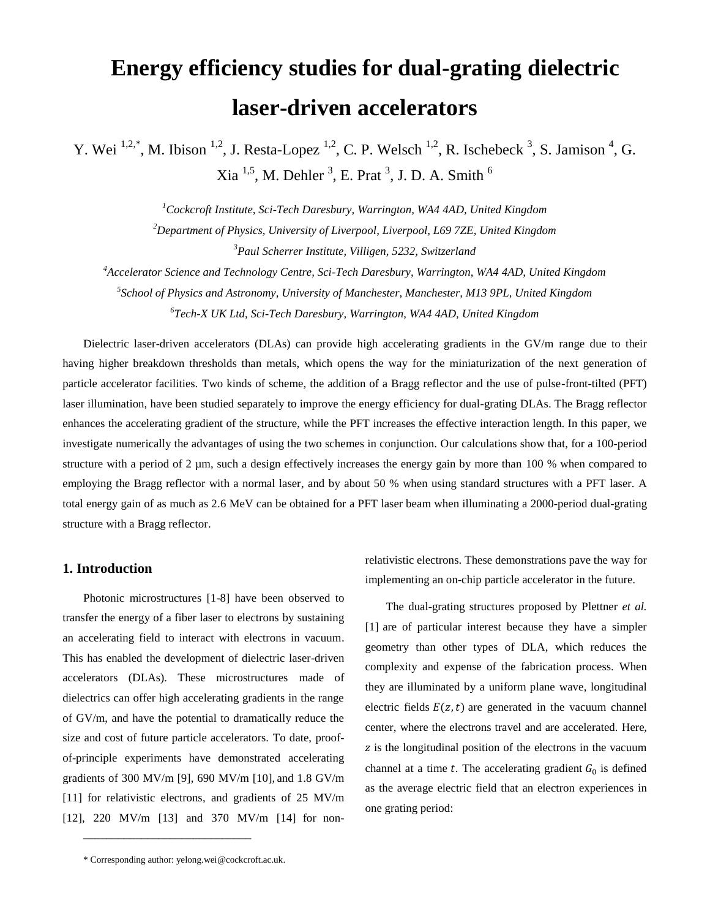# Energy efficiency studies for dual-grating dielectric laser-driven accelerators

Y. Wei [1,2,*], M. Ibison [1,2], J. Resta-Lopez [1,2], C. P. Welsch [1,2], R. Ischebeck [3], S. Jamison [4], G. Xia [1,5], M. Dehler [3], E. Prat [3], J. D. A. Smith [6]

*[1]Cockcroft Institute, Sci-Tech Daresbury, Warrington, WA4 4AD, United Kingdom*

*[2]Department of Physics, University of Liverpool, Liverpool, L69 7ZE, United Kingdom*

*[3]Paul Scherrer Institute, Villigen, 5232, Switzerland*

*[4]Accelerator Science and Technology Centre, Sci-Tech Daresbury, Warrington, WA4 4AD, United Kingdom*

*[5]School of Physics and Astronomy, University of Manchester, Manchester, M13 9PL, United Kingdom*

*[6]Tech-X UK Ltd, Sci-Tech Daresbury, Warrington, WA4 4AD, United Kingdom*

Dielectric laser-driven accelerators (DLAs) can provide high accelerating gradients in the GV/m range due to their having higher breakdown thresholds than metals, which opens the way for the miniaturization of the next generation of particle accelerator facilities. Two kinds of scheme, the addition of a Bragg reflector and the use of pulse-front-tilted (PFT) laser illumination, have been studied separately to improve the energy efficiency for dual-grating DLAs. The Bragg reflector enhances the accelerating gradient of the structure, while the PFT increases the effective interaction length. In this paper, we investigate numerically the advantages of using the two schemes in conjunction. Our calculations show that, for a 100-period structure with a period of 2 μm, such a design effectively increases the energy gain by more than 100 % when compared to employing the Bragg reflector with a normal laser, and by about 50 % when using standard structures with a PFT laser. A total energy gain of as much as 2.6 MeV can be obtained for a PFT laser beam when illuminating a 2000-period dual-grating structure with a Bragg reflector.

## 1. Introduction

Photonic microstructures [1-8] have been observed to transfer the energy of a fiber laser to electrons by sustaining an accelerating field to interact with electrons in vacuum. This has enabled the development of dielectric laser-driven accelerators (DLAs). These microstructures made of dielectrics can offer high accelerating gradients in the range of GV/m, and have the potential to dramatically reduce the size and cost of future particle accelerators. To date, proof-of-principle experiments have demonstrated accelerating gradients of 300 MV/m [9], 690 MV/m [10], and 1.8 GV/m [11] for relativistic electrons, and gradients of 25 MV/m [12], 220 MV/m [13] and 370 MV/m [14] for non-relativistic electrons. These demonstrations pave the way for implementing an on-chip particle accelerator in the future.

The dual-grating structures proposed by Plettner *et al.* [1] are of particular interest because they have a simpler geometry than other types of DLA, which reduces the complexity and expense of the fabrication process. When they are illuminated by a uniform plane wave, longitudinal electric fields $E(z,t)$ are generated in the vacuum channel center, where the electrons travel and are accelerated. Here, $z$ is the longitudinal position of the electrons in the vacuum channel at a time $t$. The accelerating gradient $G_0$ is defined as the average electric field that an electron experiences in one grating period:

* Corresponding author: yelong.wei@cockcroft.ac.uk.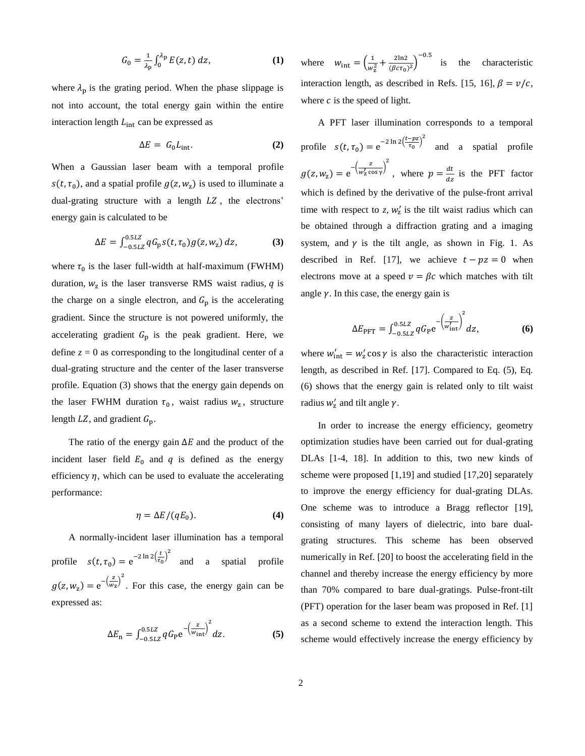$$G_0 = \frac{1}{\lambda_\mathrm{p}} \int_0^{\lambda_\mathrm{p}} E(z,t)\, dz, \tag{1}$$

where $\lambda_\mathrm{p}$ is the grating period. When the phase slippage is not into account, the total energy gain within the entire interaction length $L_\mathrm{int}$ can be expressed as

$$\Delta E = G_0 L_\mathrm{int}. \tag{2}$$

When a Gaussian laser beam with a temporal profile $s(t, \tau_0)$, and a spatial profile $g(z, w_\mathrm{z})$ is used to illuminate a dual-grating structure with a length $LZ$, the electrons' energy gain is calculated to be

$$\Delta E = \int_{-0.5LZ}^{0.5LZ} q G_\mathrm{p} s(t, \tau_0) g(z, w_\mathrm{z})\, dz, \tag{3}$$

where $\tau_0$ is the laser full-width at half-maximum (FWHM) duration, $w_\mathrm{z}$ is the laser transverse RMS waist radius, $q$ is the charge on a single electron, and $G_\mathrm{p}$ is the accelerating gradient. Since the structure is not powered uniformly, the accelerating gradient $G_\mathrm{p}$ is the peak gradient. Here, we define $z = 0$ as corresponding to the longitudinal center of a dual-grating structure and the center of the laser transverse profile. Equation (3) shows that the energy gain depends on the laser FWHM duration $\tau_0$, waist radius $w_\mathrm{z}$, structure length $LZ$, and gradient $G_\mathrm{p}$.

The ratio of the energy gain $\Delta E$ and the product of the incident laser field $E_0$ and $q$ is defined as the energy efficiency $\eta$, which can be used to evaluate the accelerating performance:

$$\eta = \Delta E / (q E_0). \tag{4}$$

A normally-incident laser illumination has a temporal profile $s(t, \tau_0) = \mathrm{e}^{-2\ln 2\left(\frac{t}{\tau_0}\right)^2}$ and a spatial profile $g(z, w_\mathrm{z}) = \mathrm{e}^{-\left(\frac{z}{w_\mathrm{z}}\right)^2}$. For this case, the energy gain can be expressed as:

$$\Delta E_\mathrm{n} = \int_{-0.5LZ}^{0.5LZ} q G_\mathrm{P} \mathrm{e}^{-\left(\frac{z}{w_\mathrm{int}}\right)^2}\, dz. \tag{5}$$

where $w_\mathrm{int} = \left(\frac{1}{w_\mathrm{z}^2} + \frac{2\ln 2}{(\beta c \tau_0)^2}\right)^{-0.5}$ is the characteristic interaction length, as described in Refs. [15, 16], $\beta = v/c$, where $c$ is the speed of light.

A PFT laser illumination corresponds to a temporal profile $s(t, \tau_0) = \mathrm{e}^{-2\ln 2\left(\frac{t - pz}{\tau_0}\right)^2}$ and a spatial profile $g(z, w_\mathrm{z}) = \mathrm{e}^{-\left(\frac{z}{w_\mathrm{z}' \cos\gamma}\right)^2}$, where $p = \frac{dt}{dz}$ is the PFT factor which is defined by the derivative of the pulse-front arrival time with respect to $z$, $w_\mathrm{z}'$ is the tilt waist radius which can be obtained through a diffraction grating and a imaging system, and $\gamma$ is the tilt angle, as shown in Fig. 1. As described in Ref. [17], we achieve $t - pz = 0$ when electrons move at a speed $v = \beta c$ which matches with tilt angle $\gamma$. In this case, the energy gain is

$$\Delta E_\mathrm{PFT} = \int_{-0.5LZ}^{0.5LZ} q G_\mathrm{P} \mathrm{e}^{-\left(\frac{z}{w_\mathrm{int}'}\right)^2}\, dz, \tag{6}$$

where $w_\mathrm{int}' = w_\mathrm{z}' \cos\gamma$ is also the characteristic interaction length, as described in Ref. [17]. Compared to Eq. (5), Eq. (6) shows that the energy gain is related only to tilt waist radius $w_\mathrm{z}'$ and tilt angle $\gamma$.

In order to increase the energy efficiency, geometry optimization studies have been carried out for dual-grating DLAs [1-4, 18]. In addition to this, two new kinds of scheme were proposed [1,19] and studied [17,20] separately to improve the energy efficiency for dual-grating DLAs. One scheme was to introduce a Bragg reflector [19], consisting of many layers of dielectric, into bare dual-grating structures. This scheme has been observed numerically in Ref. [20] to boost the accelerating field in the channel and thereby increase the energy efficiency by more than 70% compared to bare dual-gratings. Pulse-front-tilt (PFT) operation for the laser beam was proposed in Ref. [1] as a second scheme to extend the interaction length. This scheme would effectively increase the energy efficiency by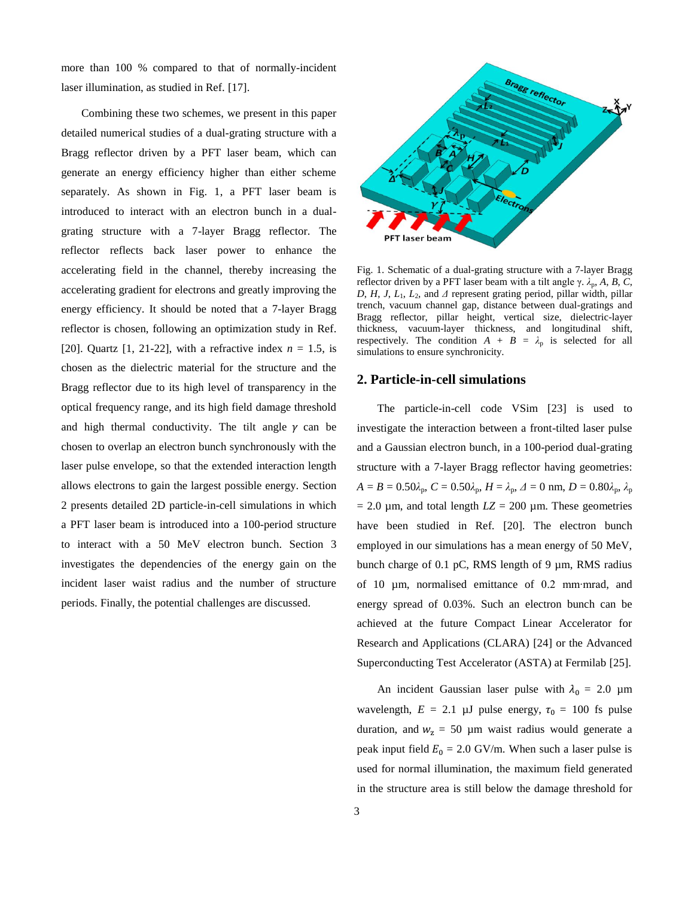more than 100 % compared to that of normally-incident laser illumination, as studied in Ref. [17].

Combining these two schemes, we present in this paper detailed numerical studies of a dual-grating structure with a Bragg reflector driven by a PFT laser beam, which can generate an energy efficiency higher than either scheme separately. As shown in Fig. 1, a PFT laser beam is introduced to interact with an electron bunch in a dual-grating structure with a 7-layer Bragg reflector. The reflector reflects back laser power to enhance the accelerating field in the channel, thereby increasing the accelerating gradient for electrons and greatly improving the energy efficiency. It should be noted that a 7-layer Bragg reflector is chosen, following an optimization study in Ref. [20]. Quartz [1, 21-22], with a refractive index $n$ = 1.5, is chosen as the dielectric material for the structure and the Bragg reflector due to its high level of transparency in the optical frequency range, and its high field damage threshold and high thermal conductivity. The tilt angle $\gamma$ can be chosen to overlap an electron bunch synchronously with the laser pulse envelope, so that the extended interaction length allows electrons to gain the largest possible energy. Section 2 presents detailed 2D particle-in-cell simulations in which a PFT laser beam is introduced into a 100-period structure to interact with a 50 MeV electron bunch. Section 3 investigates the dependencies of the energy gain on the incident laser waist radius and the number of structure periods. Finally, the potential challenges are discussed.

Fig. 1. Schematic of a dual-grating structure with a 7-layer Bragg reflector driven by a PFT laser beam with a tilt angle $\gamma$. $\lambda_p$, $A$, $B$, $C$, $D$, $H$, $J$, $L_1$, $L_2$, and $\Delta$ represent grating period, pillar width, pillar trench, vacuum channel gap, distance between dual-gratings and Bragg reflector, pillar height, vertical size, dielectric-layer thickness, vacuum-layer thickness, and longitudinal shift, respectively. The condition $A + B = \lambda_p$ is selected for all simulations to ensure synchronicity.

## 2. Particle-in-cell simulations

The particle-in-cell code VSim [23] is used to investigate the interaction between a front-tilted laser pulse and a Gaussian electron bunch, in a 100-period dual-grating structure with a 7-layer Bragg reflector having geometries: $A = B = 0.50\lambda_p$, $C = 0.50\lambda_p$, $H = \lambda_p$, $\Delta = 0$ nm, $D = 0.80\lambda_p$, $\lambda_p$ = 2.0 µm, and total length $LZ$ = 200 µm. These geometries have been studied in Ref. [20]. The electron bunch employed in our simulations has a mean energy of 50 MeV, bunch charge of 0.1 pC, RMS length of 9 µm, RMS radius of 10 µm, normalised emittance of 0.2 mm·mrad, and energy spread of 0.03%. Such an electron bunch can be achieved at the future Compact Linear Accelerator for Research and Applications (CLARA) [24] or the Advanced Superconducting Test Accelerator (ASTA) at Fermilab [25].

An incident Gaussian laser pulse with $\lambda_0$ = 2.0 µm wavelength, $E$ = 2.1 µJ pulse energy, $\tau_0$ = 100 fs pulse duration, and $w_z$ = 50 µm waist radius would generate a peak input field $E_0$ = 2.0 GV/m. When such a laser pulse is used for normal illumination, the maximum field generated in the structure area is still below the damage threshold for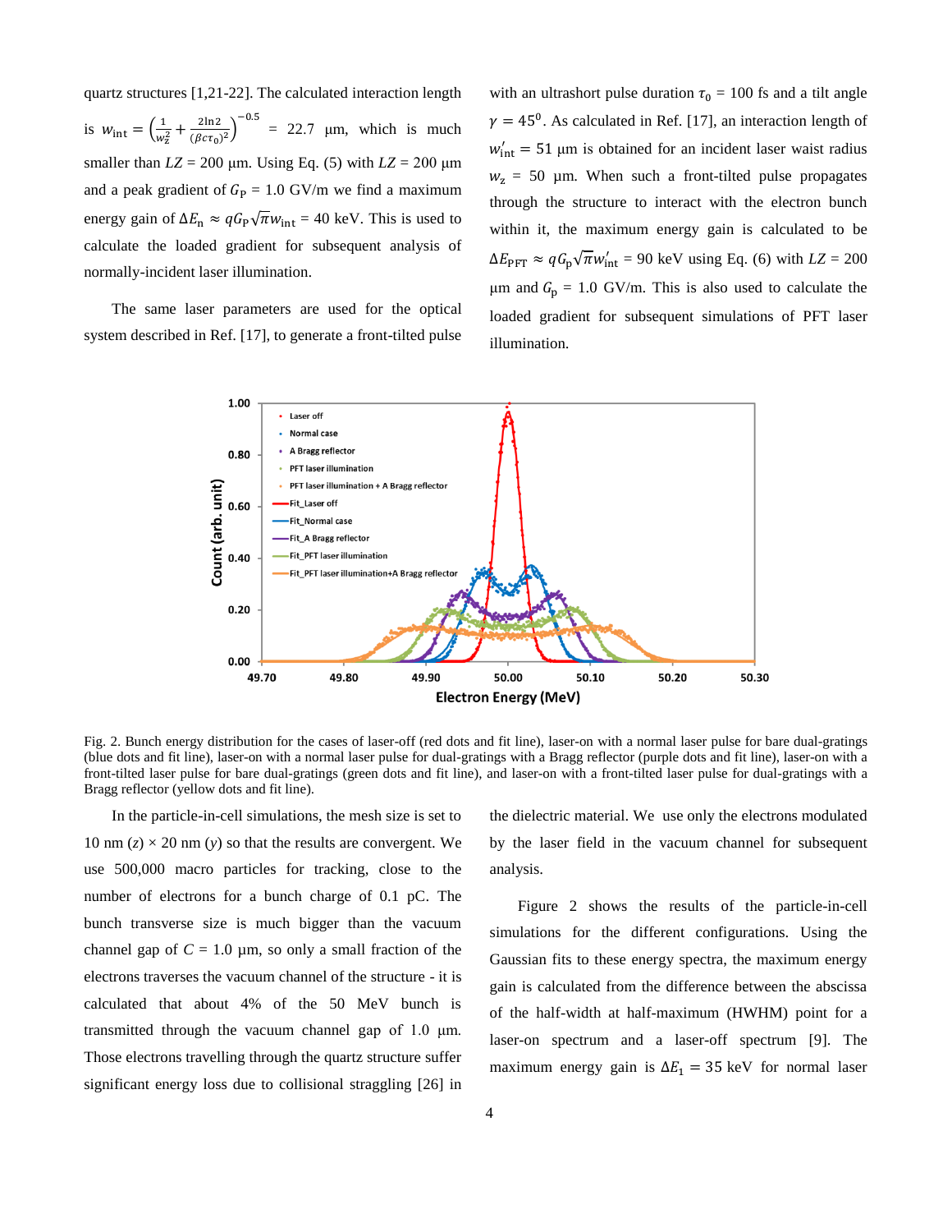quartz structures [1,21-22]. The calculated interaction length is $w_{\text{int}} = \left(\frac{1}{w_z^2} + \frac{2\ln 2}{(\beta c \tau_0)^2}\right)^{-0.5}$ = 22.7 μm, which is much smaller than $LZ$ = 200 μm. Using Eq. (5) with $LZ$ = 200 μm and a peak gradient of $G_{\text{P}}$ = 1.0 GV/m we find a maximum energy gain of $\Delta E_{\text{n}} \approx qG_{\text{P}}\sqrt{\pi}w_{\text{int}}$ = 40 keV. This is used to calculate the loaded gradient for subsequent analysis of normally-incident laser illumination.

The same laser parameters are used for the optical system described in Ref. [17], to generate a front-tilted pulse with an ultrashort pulse duration $\tau_0$ = 100 fs and a tilt angle $\gamma = 45^0$. As calculated in Ref. [17], an interaction length of $w'_{\text{int}}$ = 51 μm is obtained for an incident laser waist radius $w_z$ = 50 μm. When such a front-tilted pulse propagates through the structure to interact with the electron bunch within it, the maximum energy gain is calculated to be $\Delta E_{\text{PFT}} \approx qG_{\text{p}}\sqrt{\pi}w'_{\text{int}}$ = 90 keV using Eq. (6) with $LZ$ = 200 μm and $G_{\text{p}}$ = 1.0 GV/m. This is also used to calculate the loaded gradient for subsequent simulations of PFT laser illumination.

Fig. 2. Bunch energy distribution for the cases of laser-off (red dots and fit line), laser-on with a normal laser pulse for bare dual-gratings (blue dots and fit line), laser-on with a normal laser pulse for dual-gratings with a Bragg reflector (purple dots and fit line), laser-on with a front-tilted laser pulse for bare dual-gratings (green dots and fit line), and laser-on with a front-tilted laser pulse for dual-gratings with a Bragg reflector (yellow dots and fit line).

In the particle-in-cell simulations, the mesh size is set to 10 nm ($z$) × 20 nm ($y$) so that the results are convergent. We use 500,000 macro particles for tracking, close to the number of electrons for a bunch charge of 0.1 pC. The bunch transverse size is much bigger than the vacuum channel gap of $C$ = 1.0 μm, so only a small fraction of the electrons traverses the vacuum channel of the structure - it is calculated that about 4% of the 50 MeV bunch is transmitted through the vacuum channel gap of 1.0 μm. Those electrons travelling through the quartz structure suffer significant energy loss due to collisional straggling [26] in the dielectric material. We use only the electrons modulated by the laser field in the vacuum channel for subsequent analysis.

Figure 2 shows the results of the particle-in-cell simulations for the different configurations. Using the Gaussian fits to these energy spectra, the maximum energy gain is calculated from the difference between the abscissa of the half-width at half-maximum (HWHM) point for a laser-on spectrum and a laser-off spectrum [9]. The maximum energy gain is $\Delta E_1$ = 35 keV for normal laser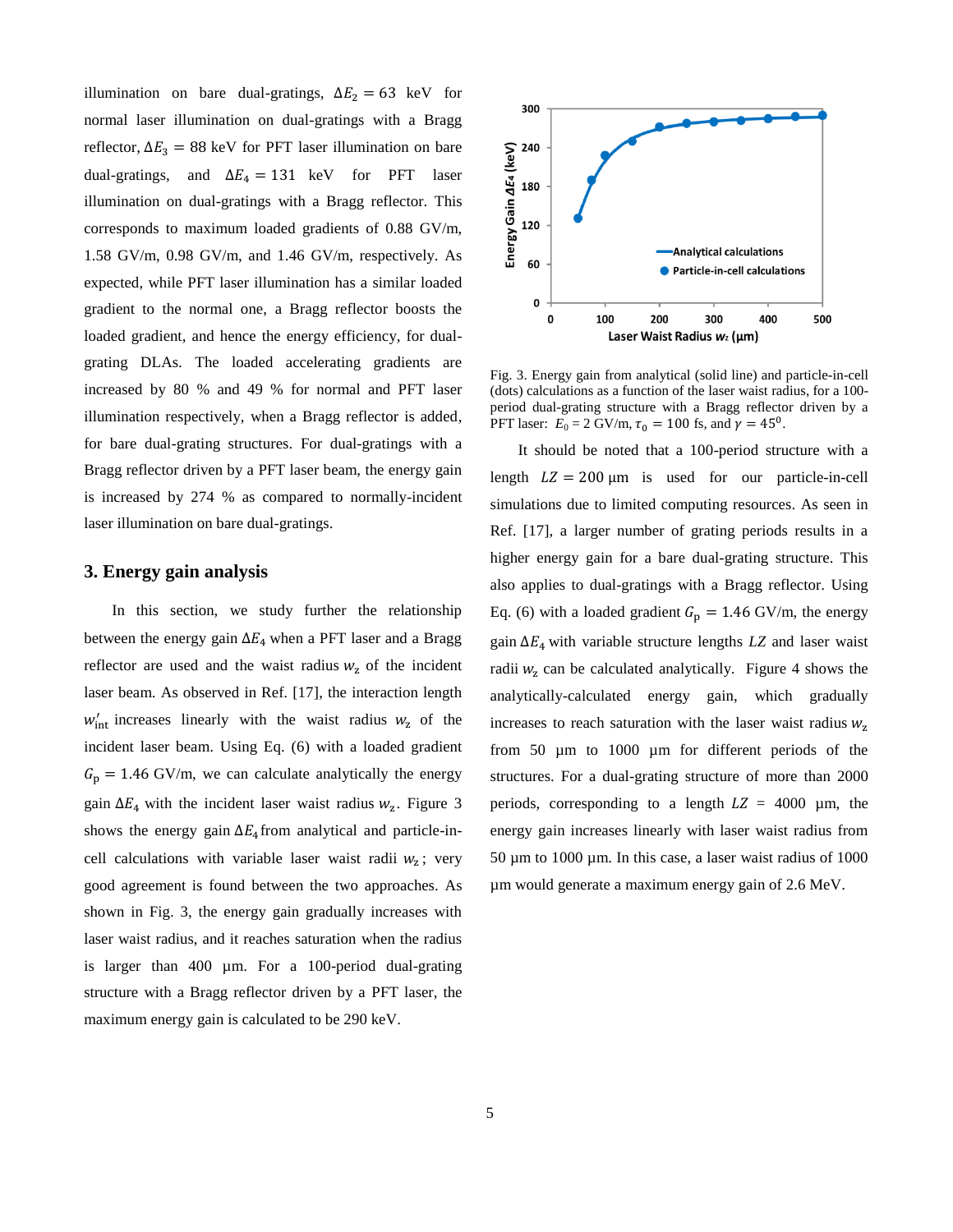illumination on bare dual-gratings, $\Delta E_2 = 63$ keV for normal laser illumination on dual-gratings with a Bragg reflector, $\Delta E_3 = 88$ keV for PFT laser illumination on bare dual-gratings, and $\Delta E_4 = 131$ keV for PFT laser illumination on dual-gratings with a Bragg reflector. This corresponds to maximum loaded gradients of 0.88 GV/m, 1.58 GV/m, 0.98 GV/m, and 1.46 GV/m, respectively. As expected, while PFT laser illumination has a similar loaded gradient to the normal one, a Bragg reflector boosts the loaded gradient, and hence the energy efficiency, for dual-grating DLAs. The loaded accelerating gradients are increased by 80 % and 49 % for normal and PFT laser illumination respectively, when a Bragg reflector is added, for bare dual-grating structures. For dual-gratings with a Bragg reflector driven by a PFT laser beam, the energy gain is increased by 274 % as compared to normally-incident laser illumination on bare dual-gratings.

## 3. Energy gain analysis

In this section, we study further the relationship between the energy gain $\Delta E_4$ when a PFT laser and a Bragg reflector are used and the waist radius $w_z$ of the incident laser beam. As observed in Ref. [17], the interaction length $w'_{\text{int}}$ increases linearly with the waist radius $w_z$ of the incident laser beam. Using Eq. (6) with a loaded gradient $G_{\text{p}} = 1.46$ GV/m, we can calculate analytically the energy gain $\Delta E_4$ with the incident laser waist radius $w_z$. Figure 3 shows the energy gain $\Delta E_4$ from analytical and particle-in-cell calculations with variable laser waist radii $w_z$; very good agreement is found between the two approaches. As shown in Fig. 3, the energy gain gradually increases with laser waist radius, and it reaches saturation when the radius is larger than 400 μm. For a 100-period dual-grating structure with a Bragg reflector driven by a PFT laser, the maximum energy gain is calculated to be 290 keV.

Fig. 3. Energy gain from analytical (solid line) and particle-in-cell (dots) calculations as a function of the laser waist radius, for a 100-period dual-grating structure with a Bragg reflector driven by a PFT laser: $E_0 = 2$ GV/m, $\tau_0 = 100$ fs, and $\gamma = 45^0$.

It should be noted that a 100-period structure with a length $LZ = 200$ μm is used for our particle-in-cell simulations due to limited computing resources. As seen in Ref. [17], a larger number of grating periods results in a higher energy gain for a bare dual-grating structure. This also applies to dual-gratings with a Bragg reflector. Using Eq. (6) with a loaded gradient $G_{\text{p}} = 1.46$ GV/m, the energy gain $\Delta E_4$ with variable structure lengths $LZ$ and laser waist radii $w_z$ can be calculated analytically. Figure 4 shows the analytically-calculated energy gain, which gradually increases to reach saturation with the laser waist radius $w_z$ from 50 μm to 1000 μm for different periods of the structures. For a dual-grating structure of more than 2000 periods, corresponding to a length $LZ$ = 4000 μm, the energy gain increases linearly with laser waist radius from 50 μm to 1000 μm. In this case, a laser waist radius of 1000 μm would generate a maximum energy gain of 2.6 MeV.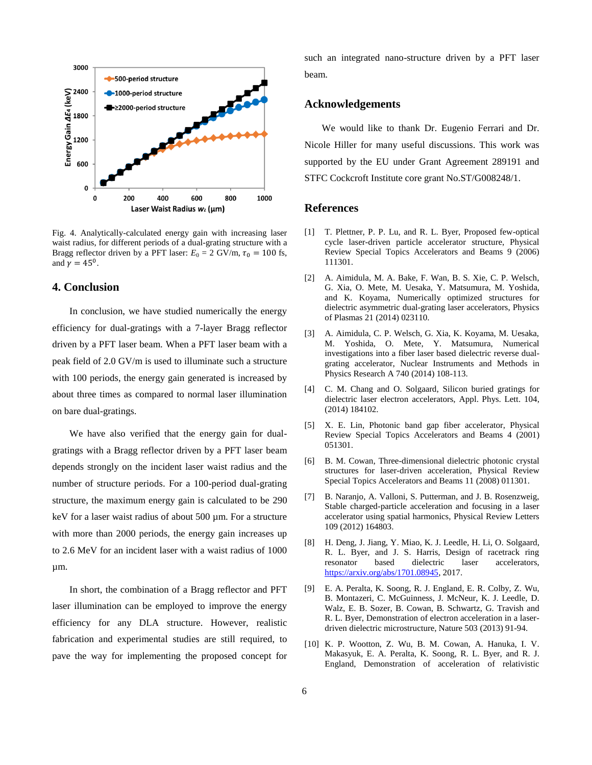Fig. 4. Analytically-calculated energy gain with increasing laser waist radius, for different periods of a dual-grating structure with a Bragg reflector driven by a PFT laser: $E_0$ = 2 GV/m, $\tau_0 = 100$ fs, and $\gamma = 45^0$.

## 4. Conclusion

In conclusion, we have studied numerically the energy efficiency for dual-gratings with a 7-layer Bragg reflector driven by a PFT laser beam. When a PFT laser beam with a peak field of 2.0 GV/m is used to illuminate such a structure with 100 periods, the energy gain generated is increased by about three times as compared to normal laser illumination on bare dual-gratings.

We have also verified that the energy gain for dual-gratings with a Bragg reflector driven by a PFT laser beam depends strongly on the incident laser waist radius and the number of structure periods. For a 100-period dual-grating structure, the maximum energy gain is calculated to be 290 keV for a laser waist radius of about 500 µm. For a structure with more than 2000 periods, the energy gain increases up to 2.6 MeV for an incident laser with a waist radius of 1000 µm.

In short, the combination of a Bragg reflector and PFT laser illumination can be employed to improve the energy efficiency for any DLA structure. However, realistic fabrication and experimental studies are still required, to pave the way for implementing the proposed concept for such an integrated nano-structure driven by a PFT laser beam.

## Acknowledgements

We would like to thank Dr. Eugenio Ferrari and Dr. Nicole Hiller for many useful discussions. This work was supported by the EU under Grant Agreement 289191 and STFC Cockcroft Institute core grant No.ST/G008248/1.

## References

[1] T. Plettner, P. P. Lu, and R. L. Byer, Proposed few-optical cycle laser-driven particle accelerator structure, Physical Review Special Topics Accelerators and Beams 9 (2006) 111301.

[2] A. Aimidula, M. A. Bake, F. Wan, B. S. Xie, C. P. Welsch, G. Xia, O. Mete, M. Uesaka, Y. Matsumura, M. Yoshida, and K. Koyama, Numerically optimized structures for dielectric asymmetric dual-grating laser accelerators, Physics of Plasmas 21 (2014) 023110.

[3] A. Aimidula, C. P. Welsch, G. Xia, K. Koyama, M. Uesaka, M. Yoshida, O. Mete, Y. Matsumura, Numerical investigations into a fiber laser based dielectric reverse dual-grating accelerator, Nuclear Instruments and Methods in Physics Research A 740 (2014) 108-113.

[4] C. M. Chang and O. Solgaard, Silicon buried gratings for dielectric laser electron accelerators, Appl. Phys. Lett. 104, (2014) 184102.

[5] X. E. Lin, Photonic band gap fiber accelerator, Physical Review Special Topics Accelerators and Beams 4 (2001) 051301.

[6] B. M. Cowan, Three-dimensional dielectric photonic crystal structures for laser-driven acceleration, Physical Review Special Topics Accelerators and Beams 11 (2008) 011301.

[7] B. Naranjo, A. Valloni, S. Putterman, and J. B. Rosenzweig, Stable charged-particle acceleration and focusing in a laser accelerator using spatial harmonics, Physical Review Letters 109 (2012) 164803.

[8] H. Deng, J. Jiang, Y. Miao, K. J. Leedle, H. Li, O. Solgaard, R. L. Byer, and J. S. Harris, Design of racetrack ring resonator based dielectric laser accelerators, https://arxiv.org/abs/1701.08945, 2017.

[9] E. A. Peralta, K. Soong, R. J. England, E. R. Colby, Z. Wu, B. Montazeri, C. McGuinness, J. McNeur, K. J. Leedle, D. Walz, E. B. Sozer, B. Cowan, B. Schwartz, G. Travish and R. L. Byer, Demonstration of electron acceleration in a laser-driven dielectric microstructure, Nature 503 (2013) 91-94.

[10] K. P. Wootton, Z. Wu, B. M. Cowan, A. Hanuka, I. V. Makasyuk, E. A. Peralta, K. Soong, R. L. Byer, and R. J. England, Demonstration of acceleration of relativistic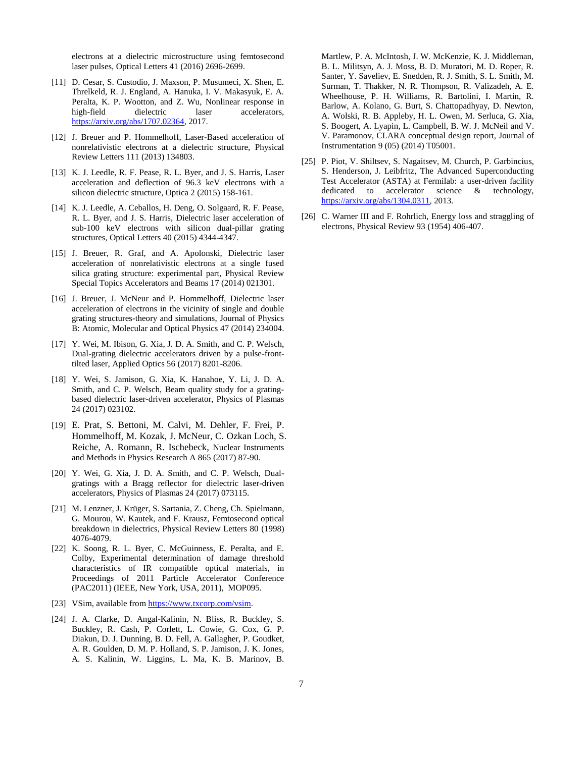electrons at a dielectric microstructure using femtosecond laser pulses, Optical Letters 41 (2016) 2696-2699.

[11] D. Cesar, S. Custodio, J. Maxson, P. Musumeci, X. Shen, E. Threlkeld, R. J. England, A. Hanuka, I. V. Makasyuk, E. A. Peralta, K. P. Wootton, and Z. Wu, Nonlinear response in high-field dielectric laser accelerators, https://arxiv.org/abs/1707.02364, 2017.

[12] J. Breuer and P. Hommelhoff, Laser-Based acceleration of nonrelativistic electrons at a dielectric structure, Physical Review Letters 111 (2013) 134803.

[13] K. J. Leedle, R. F. Pease, R. L. Byer, and J. S. Harris, Laser acceleration and deflection of 96.3 keV electrons with a silicon dielectric structure, Optica 2 (2015) 158-161.

[14] K. J. Leedle, A. Ceballos, H. Deng, O. Solgaard, R. F. Pease, R. L. Byer, and J. S. Harris, Dielectric laser acceleration of sub-100 keV electrons with silicon dual-pillar grating structures, Optical Letters 40 (2015) 4344-4347.

[15] J. Breuer, R. Graf, and A. Apolonski, Dielectric laser acceleration of nonrelativistic electrons at a single fused silica grating structure: experimental part, Physical Review Special Topics Accelerators and Beams 17 (2014) 021301.

[16] J. Breuer, J. McNeur and P. Hommelhoff, Dielectric laser acceleration of electrons in the vicinity of single and double grating structures-theory and simulations, Journal of Physics B: Atomic, Molecular and Optical Physics 47 (2014) 234004.

[17] Y. Wei, M. Ibison, G. Xia, J. D. A. Smith, and C. P. Welsch, Dual-grating dielectric accelerators driven by a pulse-front-tilted laser, Applied Optics 56 (2017) 8201-8206.

[18] Y. Wei, S. Jamison, G. Xia, K. Hanahoe, Y. Li, J. D. A. Smith, and C. P. Welsch, Beam quality study for a grating-based dielectric laser-driven accelerator, Physics of Plasmas 24 (2017) 023102.

[19] E. Prat, S. Bettoni, M. Calvi, M. Dehler, F. Frei, P. Hommelhoff, M. Kozak, J. McNeur, C. Ozkan Loch, S. Reiche, A. Romann, R. Ischebeck, Nuclear Instruments and Methods in Physics Research A 865 (2017) 87-90.

[20] Y. Wei, G. Xia, J. D. A. Smith, and C. P. Welsch, Dual-gratings with a Bragg reflector for dielectric laser-driven accelerators, Physics of Plasmas 24 (2017) 073115.

[21] M. Lenzner, J. Krüger, S. Sartania, Z. Cheng, Ch. Spielmann, G. Mourou, W. Kautek, and F. Krausz, Femtosecond optical breakdown in dielectrics, Physical Review Letters 80 (1998) 4076-4079.

[22] K. Soong, R. L. Byer, C. McGuinness, E. Peralta, and E. Colby, Experimental determination of damage threshold characteristics of IR compatible optical materials, in Proceedings of 2011 Particle Accelerator Conference (PAC2011) (IEEE, New York, USA, 2011), MOP095.

[23] VSim, available from https://www.txcorp.com/vsim.

[24] J. A. Clarke, D. Angal-Kalinin, N. Bliss, R. Buckley, S. Buckley, R. Cash, P. Corlett, L. Cowie, G. Cox, G. P. Diakun, D. J. Dunning, B. D. Fell, A. Gallagher, P. Goudket, A. R. Goulden, D. M. P. Holland, S. P. Jamison, J. K. Jones, A. S. Kalinin, W. Liggins, L. Ma, K. B. Marinov, B. Martlew, P. A. McIntosh, J. W. McKenzie, K. J. Middleman, B. L. Militsyn, A. J. Moss, B. D. Muratori, M. D. Roper, R. Santer, Y. Saveliev, E. Snedden, R. J. Smith, S. L. Smith, M. Surman, T. Thakker, N. R. Thompson, R. Valizadeh, A. E. Wheelhouse, P. H. Williams, R. Bartolini, I. Martin, R. Barlow, A. Kolano, G. Burt, S. Chattopadhyay, D. Newton, A. Wolski, R. B. Appleby, H. L. Owen, M. Serluca, G. Xia, S. Boogert, A. Lyapin, L. Campbell, B. W. J. McNeil and V. V. Paramonov, CLARA conceptual design report, Journal of Instrumentation 9 (05) (2014) T05001.

[25] P. Piot, V. Shiltsev, S. Nagaitsev, M. Church, P. Garbincius, S. Henderson, J. Leibfritz, The Advanced Superconducting Test Accelerator (ASTA) at Fermilab: a user-driven facility dedicated to accelerator science & technology, https://arxiv.org/abs/1304.0311, 2013.

[26] C. Warner III and F. Rohrlich, Energy loss and straggling of electrons, Physical Review 93 (1954) 406-407.